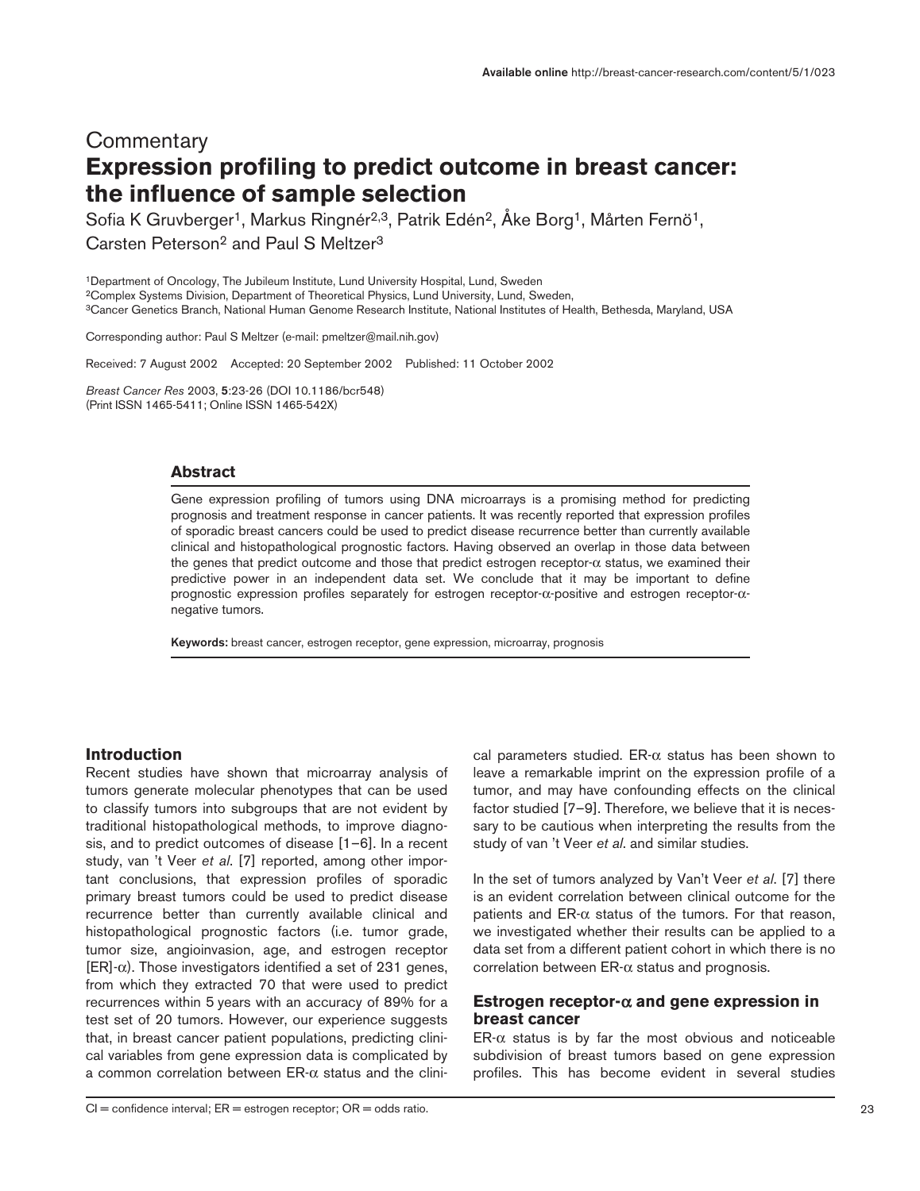Commentary

# Expression profiling to predict outcome in breast cancer: the influence of sample selection

Sofia K Gruvberger[1], Markus Ringnér[2,3], Patrik Edén[2], Åke Borg[1], Mårten Fernö[1], Carsten Peterson[2] and Paul S Meltzer[3]

[1]Department of Oncology, The Jubileum Institute, Lund University Hospital, Lund, Sweden
[2]Complex Systems Division, Department of Theoretical Physics, Lund University, Lund, Sweden,
[3]Cancer Genetics Branch, National Human Genome Research Institute, National Institutes of Health, Bethesda, Maryland, USA

Corresponding author: Paul S Meltzer (e-mail: pmeltzer@mail.nih.gov)

Received: 7 August 2002 Accepted: 20 September 2002 Published: 11 October 2002

*Breast Cancer Res* 2003, **5**:23-26 (DOI 10.1186/bcr548)
(Print ISSN 1465-5411; Online ISSN 1465-542X)

## Abstract

Gene expression profiling of tumors using DNA microarrays is a promising method for predicting prognosis and treatment response in cancer patients. It was recently reported that expression profiles of sporadic breast cancers could be used to predict disease recurrence better than currently available clinical and histopathological prognostic factors. Having observed an overlap in those data between the genes that predict outcome and those that predict estrogen receptor-α status, we examined their predictive power in an independent data set. We conclude that it may be important to define prognostic expression profiles separately for estrogen receptor-α-positive and estrogen receptor-α-negative tumors.

**Keywords:** breast cancer, estrogen receptor, gene expression, microarray, prognosis

## Introduction

Recent studies have shown that microarray analysis of tumors generate molecular phenotypes that can be used to classify tumors into subgroups that are not evident by traditional histopathological methods, to improve diagnosis, and to predict outcomes of disease [1–6]. In a recent study, van 't Veer *et al*. [7] reported, among other important conclusions, that expression profiles of sporadic primary breast tumors could be used to predict disease recurrence better than currently available clinical and histopathological prognostic factors (i.e. tumor grade, tumor size, angioinvasion, age, and estrogen receptor [ER]-α). Those investigators identified a set of 231 genes, from which they extracted 70 that were used to predict recurrences within 5 years with an accuracy of 89% for a test set of 20 tumors. However, our experience suggests that, in breast cancer patient populations, predicting clinical variables from gene expression data is complicated by a common correlation between ER-α status and the clinical parameters studied. ER-α status has been shown to leave a remarkable imprint on the expression profile of a tumor, and may have confounding effects on the clinical factor studied [7–9]. Therefore, we believe that it is necessary to be cautious when interpreting the results from the study of van 't Veer *et al*. and similar studies.

In the set of tumors analyzed by Van't Veer *et al*. [7] there is an evident correlation between clinical outcome for the patients and ER-α status of the tumors. For that reason, we investigated whether their results can be applied to a data set from a different patient cohort in which there is no correlation between ER-α status and prognosis.

## Estrogen receptor-α and gene expression in breast cancer

ER-α status is by far the most obvious and noticeable subdivision of breast tumors based on gene expression profiles. This has become evident in several studies

CI = confidence interval; ER = estrogen receptor; OR = odds ratio.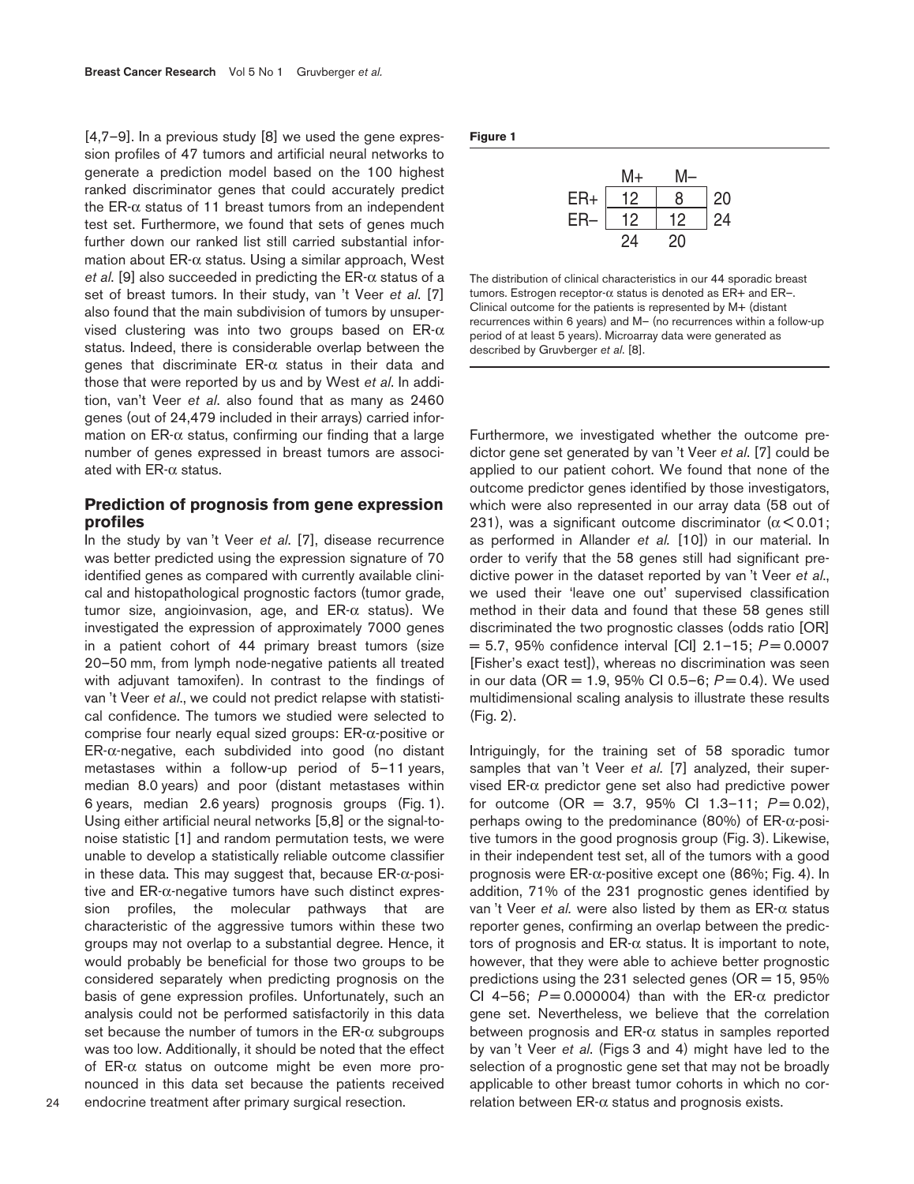[4,7–9]. In a previous study [8] we used the gene expression profiles of 47 tumors and artificial neural networks to generate a prediction model based on the 100 highest ranked discriminator genes that could accurately predict the ER-α status of 11 breast tumors from an independent test set. Furthermore, we found that sets of genes much further down our ranked list still carried substantial information about ER-α status. Using a similar approach, West *et al.* [9] also succeeded in predicting the ER-α status of a set of breast tumors. In their study, van 't Veer *et al.* [7] also found that the main subdivision of tumors by unsupervised clustering was into two groups based on ER-α status. Indeed, there is considerable overlap between the genes that discriminate ER-α status in their data and those that were reported by us and by West *et al*. In addition, van't Veer *et al*. also found that as many as 2460 genes (out of 24,479 included in their arrays) carried information on ER-α status, confirming our finding that a large number of genes expressed in breast tumors are associated with ER-α status.

## Prediction of prognosis from gene expression profiles

In the study by van 't Veer *et al.* [7], disease recurrence was better predicted using the expression signature of 70 identified genes as compared with currently available clinical and histopathological prognostic factors (tumor grade, tumor size, angioinvasion, age, and ER-α status). We investigated the expression of approximately 7000 genes in a patient cohort of 44 primary breast tumors (size 20–50 mm, from lymph node-negative patients all treated with adjuvant tamoxifen). In contrast to the findings of van 't Veer *et al*., we could not predict relapse with statistical confidence. The tumors we studied were selected to comprise four nearly equal sized groups: ER-α-positive or ER-α-negative, each subdivided into good (no distant metastases within a follow-up period of 5–11 years, median 8.0 years) and poor (distant metastases within 6 years, median 2.6 years) prognosis groups (Fig. 1). Using either artificial neural networks [5,8] or the signal-to-noise statistic [1] and random permutation tests, we were unable to develop a statistically reliable outcome classifier in these data. This may suggest that, because ER-α-positive and ER-α-negative tumors have such distinct expression profiles, the molecular pathways that are characteristic of the aggressive tumors within these two groups may not overlap to a substantial degree. Hence, it would probably be beneficial for those two groups to be considered separately when predicting prognosis on the basis of gene expression profiles. Unfortunately, such an analysis could not be performed satisfactorily in this data set because the number of tumors in the ER-α subgroups was too low. Additionally, it should be noted that the effect of ER-α status on outcome might be even more pronounced in this data set because the patients received endocrine treatment after primary surgical resection.

**Figure 1**

| | M+ | M– | |
|---|---|---|---|
| ER+ | 12 | 8 | 20 |
| ER– | 12 | 12 | 24 |
| | 24 | 20 | |

The distribution of clinical characteristics in our 44 sporadic breast tumors. Estrogen receptor-α status is denoted as ER+ and ER–. Clinical outcome for the patients is represented by M+ (distant recurrences within 6 years) and M– (no recurrences within a follow-up period of at least 5 years). Microarray data were generated as described by Gruvberger *et al.* [8].

Furthermore, we investigated whether the outcome predictor gene set generated by van 't Veer *et al.* [7] could be applied to our patient cohort. We found that none of the outcome predictor genes identified by those investigators, which were also represented in our array data (58 out of 231), was a significant outcome discriminator ($\alpha < 0.01$; as performed in Allander *et al.* [10]) in our material. In order to verify that the 58 genes still had significant predictive power in the dataset reported by van 't Veer *et al*., we used their 'leave one out' supervised classification method in their data and found that these 58 genes still discriminated the two prognostic classes (odds ratio [OR] = 5.7, 95% confidence interval [CI] 2.1–15; $P = 0.0007$ [Fisher's exact test]), whereas no discrimination was seen in our data (OR = 1.9, 95% CI 0.5–6; $P = 0.4$). We used multidimensional scaling analysis to illustrate these results (Fig. 2).

Intriguingly, for the training set of 58 sporadic tumor samples that van 't Veer *et al.* [7] analyzed, their supervised ER-α predictor gene set also had predictive power for outcome (OR = 3.7, 95% CI 1.3–11; $P = 0.02$), perhaps owing to the predominance (80%) of ER-α-positive tumors in the good prognosis group (Fig. 3). Likewise, in their independent test set, all of the tumors with a good prognosis were ER-α-positive except one (86%; Fig. 4). In addition, 71% of the 231 prognostic genes identified by van 't Veer *et al.* were also listed by them as ER-α status reporter genes, confirming an overlap between the predictors of prognosis and ER-α status. It is important to note, however, that they were able to achieve better prognostic predictions using the 231 selected genes (OR = 15, 95% CI 4–56; $P = 0.000004$) than with the ER-α predictor gene set. Nevertheless, we believe that the correlation between prognosis and ER-α status in samples reported by van 't Veer *et al.* (Figs 3 and 4) might have led to the selection of a prognostic gene set that may not be broadly applicable to other breast tumor cohorts in which no correlation between ER-α status and prognosis exists.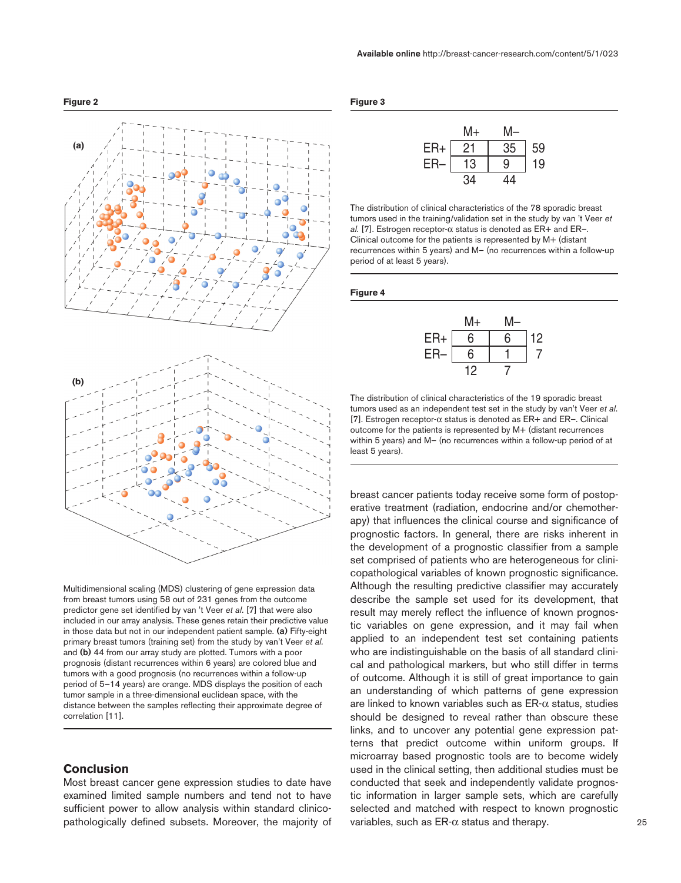**Figure 2**

**(a)**

**(b)**

Multidimensional scaling (MDS) clustering of gene expression data from breast tumors using 58 out of 231 genes from the outcome predictor gene set identified by van 't Veer *et al.* [7] that were also included in our array analysis. These genes retain their predictive value in those data but not in our independent patient sample. **(a)** Fifty-eight primary breast tumors (training set) from the study by van't Veer *et al.* and **(b)** 44 from our array study are plotted. Tumors with a poor prognosis (distant recurrences within 6 years) are colored blue and tumors with a good prognosis (no recurrences within a follow-up period of 5–14 years) are orange. MDS displays the position of each tumor sample in a three-dimensional euclidean space, with the distance between the samples reflecting their approximate degree of correlation [11].

## Conclusion

Most breast cancer gene expression studies to date have examined limited sample numbers and tend not to have sufficient power to allow analysis within standard clinicopathologically defined subsets. Moreover, the majority of breast cancer patients today receive some form of postoperative treatment (radiation, endocrine and/or chemotherapy) that influences the clinical course and significance of prognostic factors. In general, there are risks inherent in the development of a prognostic classifier from a sample set comprised of patients who are heterogeneous for clinicopathological variables of known prognostic significance. Although the resulting predictive classifier may accurately describe the sample set used for its development, that result may merely reflect the influence of known prognostic variables on gene expression, and it may fail when applied to an independent test set containing patients who are indistinguishable on the basis of all standard clinical and pathological markers, but who still differ in terms of outcome. Although it is still of great importance to gain an understanding of which patterns of gene expression are linked to known variables such as ER-α status, studies should be designed to reveal rather than obscure these links, and to uncover any potential gene expression patterns that predict outcome within uniform groups. If microarray based prognostic tools are to become widely used in the clinical setting, then additional studies must be conducted that seek and independently validate prognostic information in larger sample sets, which are carefully selected and matched with respect to known prognostic variables, such as ER-α status and therapy.

**Figure 3**

| | M+ | M– | |
|---|---|---|---|
| ER+ | 21 | 35 | 59 |
| ER– | 13 | 9 | 19 |
| | 34 | 44 | |

The distribution of clinical characteristics of the 78 sporadic breast tumors used in the training/validation set in the study by van 't Veer *et al.* [7]. Estrogen receptor-α status is denoted as ER+ and ER–. Clinical outcome for the patients is represented by M+ (distant recurrences within 5 years) and M– (no recurrences within a follow-up period of at least 5 years).

**Figure 4**

| | M+ | M– | |
|---|---|---|---|
| ER+ | 6 | 6 | 12 |
| ER– | 6 | 1 | 7 |
| | 12 | 7 | |

The distribution of clinical characteristics of the 19 sporadic breast tumors used as an independent test set in the study by van't Veer *et al.* [7]. Estrogen receptor-α status is denoted as ER+ and ER–. Clinical outcome for the patients is represented by M+ (distant recurrences within 5 years) and M– (no recurrences within a follow-up period of at least 5 years).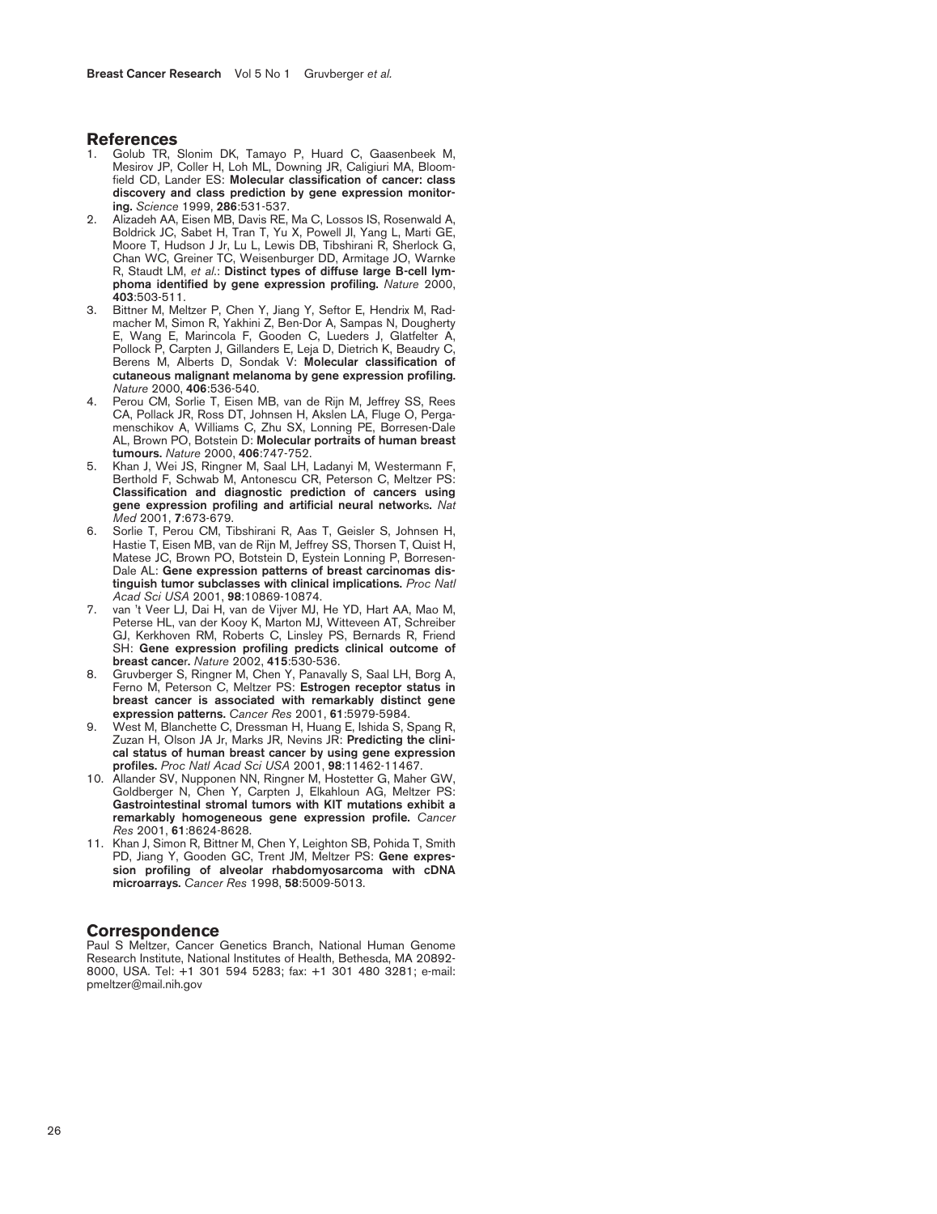## References

1. Golub TR, Slonim DK, Tamayo P, Huard C, Gaasenbeek M, Mesirov JP, Coller H, Loh ML, Downing JR, Caligiuri MA, Bloomfield CD, Lander ES: **Molecular classification of cancer: class discovery and class prediction by gene expression monitoring.** *Science* 1999, **286**:531-537.
2. Alizadeh AA, Eisen MB, Davis RE, Ma C, Lossos IS, Rosenwald A, Boldrick JC, Sabet H, Tran T, Yu X, Powell JI, Yang L, Marti GE, Moore T, Hudson J Jr, Lu L, Lewis DB, Tibshirani R, Sherlock G, Chan WC, Greiner TC, Weisenburger DD, Armitage JO, Warnke R, Staudt LM, *et al.*: **Distinct types of diffuse large B-cell lymphoma identified by gene expression profiling.** *Nature* 2000, **403**:503-511.
3. Bittner M, Meltzer P, Chen Y, Jiang Y, Seftor E, Hendrix M, Radmacher M, Simon R, Yakhini Z, Ben-Dor A, Sampas N, Dougherty E, Wang E, Marincola F, Gooden C, Lueders J, Glatfelter A, Pollock P, Carpten J, Gillanders E, Leja D, Dietrich K, Beaudry C, Berens M, Alberts D, Sondak V: **Molecular classification of cutaneous malignant melanoma by gene expression profiling.** *Nature* 2000, **406**:536-540.
4. Perou CM, Sorlie T, Eisen MB, van de Rijn M, Jeffrey SS, Rees CA, Pollack JR, Ross DT, Johnsen H, Akslen LA, Fluge O, Pergamenschikov A, Williams C, Zhu SX, Lonning PE, Borresen-Dale AL, Brown PO, Botstein D: **Molecular portraits of human breast tumours.** *Nature* 2000, **406**:747-752.
5. Khan J, Wei JS, Ringner M, Saal LH, Ladanyi M, Westermann F, Berthold F, Schwab M, Antonescu CR, Peterson C, Meltzer PS: **Classification and diagnostic prediction of cancers using gene expression profiling and artificial neural networks.** *Nat Med* 2001, **7**:673-679.
6. Sorlie T, Perou CM, Tibshirani R, Aas T, Geisler S, Johnsen H, Hastie T, Eisen MB, van de Rijn M, Jeffrey SS, Thorsen T, Quist H, Matese JC, Brown PO, Botstein D, Eystein Lonning P, Borresen-Dale AL: **Gene expression patterns of breast carcinomas distinguish tumor subclasses with clinical implications.** *Proc Natl Acad Sci USA* 2001, **98**:10869-10874.
7. van 't Veer LJ, Dai H, van de Vijver MJ, He YD, Hart AA, Mao M, Peterse HL, van der Kooy K, Marton MJ, Witteveen AT, Schreiber GJ, Kerkhoven RM, Roberts C, Linsley PS, Bernards R, Friend SH: **Gene expression profiling predicts clinical outcome of breast cancer.** *Nature* 2002, **415**:530-536.
8. Gruvberger S, Ringner M, Chen Y, Panavally S, Saal LH, Borg A, Ferno M, Peterson C, Meltzer PS: **Estrogen receptor status in breast cancer is associated with remarkably distinct gene expression patterns.** *Cancer Res* 2001, **61**:5979-5984.
9. West M, Blanchette C, Dressman H, Huang E, Ishida S, Spang R, Zuzan H, Olson JA Jr, Marks JR, Nevins JR: **Predicting the clinical status of human breast cancer by using gene expression profiles.** *Proc Natl Acad Sci USA* 2001, **98**:11462-11467.
10. Allander SV, Nupponen NN, Ringner M, Hostetter G, Maher GW, Goldberger N, Chen Y, Carpten J, Elkahloun AG, Meltzer PS: **Gastrointestinal stromal tumors with KIT mutations exhibit a remarkably homogeneous gene expression profile.** *Cancer Res* 2001, **61**:8624-8628.
11. Khan J, Simon R, Bittner M, Chen Y, Leighton SB, Pohida T, Smith PD, Jiang Y, Gooden GC, Trent JM, Meltzer PS: **Gene expression profiling of alveolar rhabdomyosarcoma with cDNA microarrays.** *Cancer Res* 1998, **58**:5009-5013.

## Correspondence

Paul S Meltzer, Cancer Genetics Branch, National Human Genome Research Institute, National Institutes of Health, Bethesda, MA 20892-8000, USA. Tel: +1 301 594 5283; fax: +1 301 480 3281; e-mail: pmeltzer@mail.nih.gov